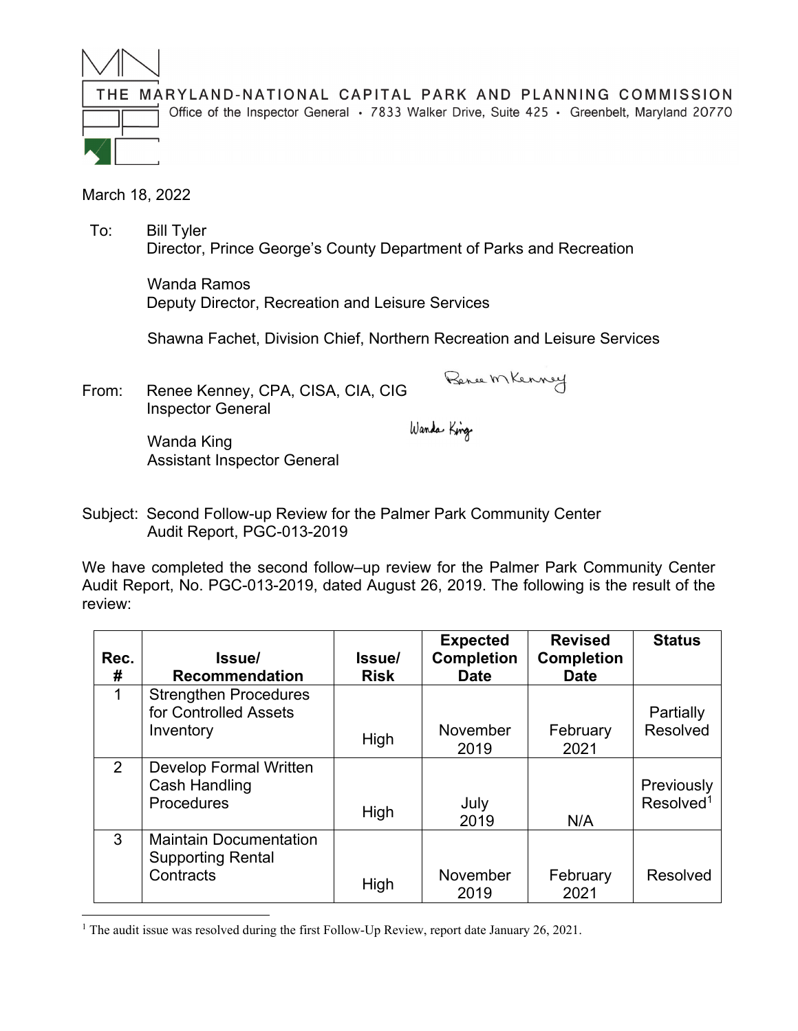THE MARYLAND-NATIONAL CAPITAL PARK AND PLANNING COMMISSION

Office of the Inspector General • 7833 Walker Drive, Suite 425 • Greenbelt, Maryland 20770

March 18, 2022

To: Bill Tyler
Director, Prince George's County Department of Parks and Recreation

Wanda Ramos
Deputy Director, Recreation and Leisure Services

Shawna Fachet, Division Chief, Northern Recreation and Leisure Services

From: Renee Kenney, CPA, CISA, CIA, CIG
Inspector General

Wanda King
Assistant Inspector General

Subject: Second Follow-up Review for the Palmer Park Community Center Audit Report, PGC-013-2019

We have completed the second follow–up review for the Palmer Park Community Center Audit Report, No. PGC-013-2019, dated August 26, 2019. The following is the result of the review:

| Rec. # | Issue/ Recommendation | Issue/ Risk | Expected Completion Date | Revised Completion Date | Status |
|---|---|---|---|---|---|
| 1 | Strengthen Procedures for Controlled Assets Inventory | High | November 2019 | February 2021 | Partially Resolved |
| 2 | Develop Formal Written Cash Handling Procedures | High | July 2019 | N/A | Previously Resolved[1] |
| 3 | Maintain Documentation Supporting Rental Contracts | High | November 2019 | February 2021 | Resolved |

[1] The audit issue was resolved during the first Follow-Up Review, report date January 26, 2021.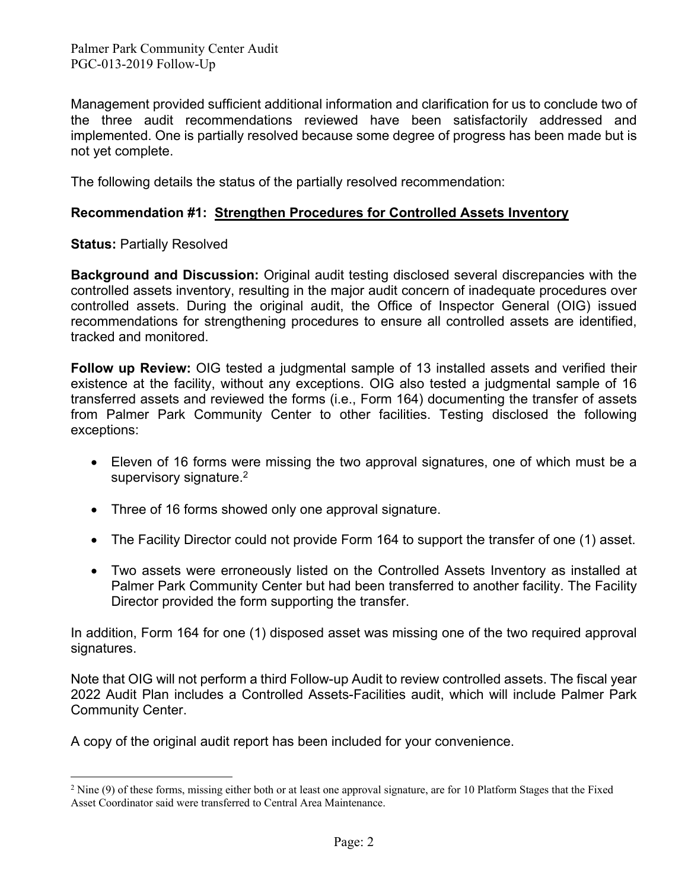Management provided sufficient additional information and clarification for us to conclude two of the three audit recommendations reviewed have been satisfactorily addressed and implemented. One is partially resolved because some degree of progress has been made but is not yet complete.

The following details the status of the partially resolved recommendation:

**Recommendation #1: Strengthen Procedures for Controlled Assets Inventory**

**Status:** Partially Resolved

**Background and Discussion:** Original audit testing disclosed several discrepancies with the controlled assets inventory, resulting in the major audit concern of inadequate procedures over controlled assets. During the original audit, the Office of Inspector General (OIG) issued recommendations for strengthening procedures to ensure all controlled assets are identified, tracked and monitored.

**Follow up Review:** OIG tested a judgmental sample of 13 installed assets and verified their existence at the facility, without any exceptions. OIG also tested a judgmental sample of 16 transferred assets and reviewed the forms (i.e., Form 164) documenting the transfer of assets from Palmer Park Community Center to other facilities. Testing disclosed the following exceptions:

- Eleven of 16 forms were missing the two approval signatures, one of which must be a supervisory signature.[2]
- Three of 16 forms showed only one approval signature.
- The Facility Director could not provide Form 164 to support the transfer of one (1) asset.
- Two assets were erroneously listed on the Controlled Assets Inventory as installed at Palmer Park Community Center but had been transferred to another facility. The Facility Director provided the form supporting the transfer.

In addition, Form 164 for one (1) disposed asset was missing one of the two required approval signatures.

Note that OIG will not perform a third Follow-up Audit to review controlled assets. The fiscal year 2022 Audit Plan includes a Controlled Assets-Facilities audit, which will include Palmer Park Community Center.

A copy of the original audit report has been included for your convenience.

[2] Nine (9) of these forms, missing either both or at least one approval signature, are for 10 Platform Stages that the Fixed Asset Coordinator said were transferred to Central Area Maintenance.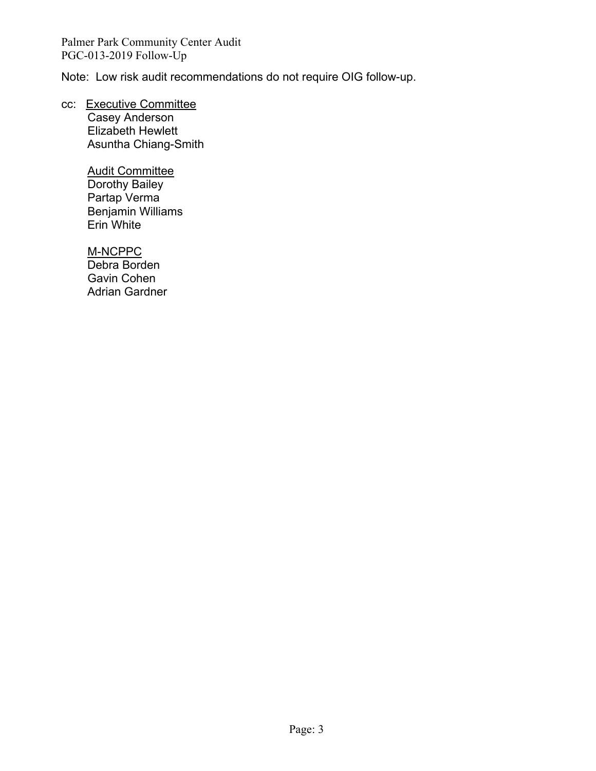Note: Low risk audit recommendations do not require OIG follow-up.

cc: Executive Committee
Casey Anderson
Elizabeth Hewlett
Asuntha Chiang-Smith

Audit Committee
Dorothy Bailey
Partap Verma
Benjamin Williams
Erin White

M-NCPPC
Debra Borden
Gavin Cohen
Adrian Gardner